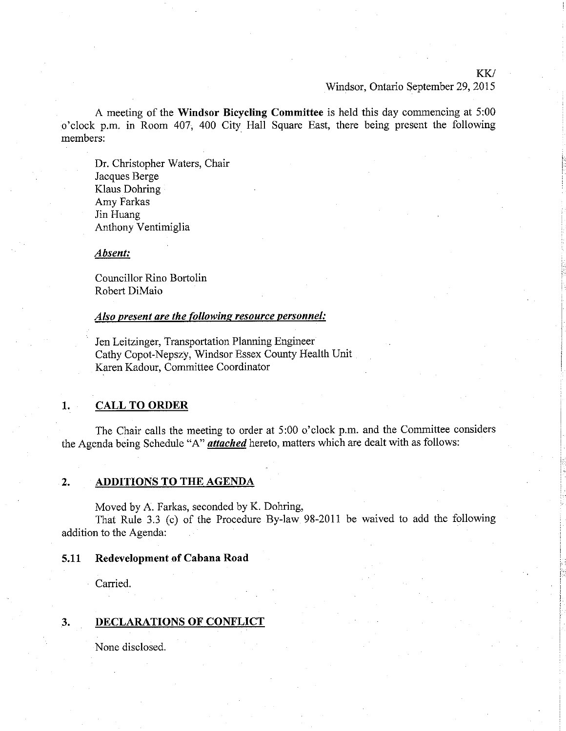KK/

Windsor, Ontario September 29, 2015

A meeting of the **Windsor Bicycling Committee** is held this day commencing at 5:00 o'clock p.m. in Room 407, 400 City Hall Square East, there being present the following members:

Dr. Christopher Waters, Chair
Jacques Berge
Klaus Dohring
Amy Farkas
Jin Huang
Anthony Ventimiglia

***Absent:***

Councillor Rino Bortolin
Robert DiMaio

***Also present are the following resource personnel:***

Jen Leitzinger, Transportation Planning Engineer
Cathy Copot-Nepszy, Windsor Essex County Health Unit
Karen Kadour, Committee Coordinator

## 1. CALL TO ORDER

The Chair calls the meeting to order at 5:00 o'clock p.m. and the Committee considers the Agenda being Schedule "A" ***attached*** hereto, matters which are dealt with as follows:

## 2. ADDITIONS TO THE AGENDA

Moved by A. Farkas, seconded by K. Dohring,

That Rule 3.3 (c) of the Procedure By-law 98-2011 be waived to add the following addition to the Agenda:

### 5.11 Redevelopment of Cabana Road

Carried.

## 3. DECLARATIONS OF CONFLICT

None disclosed.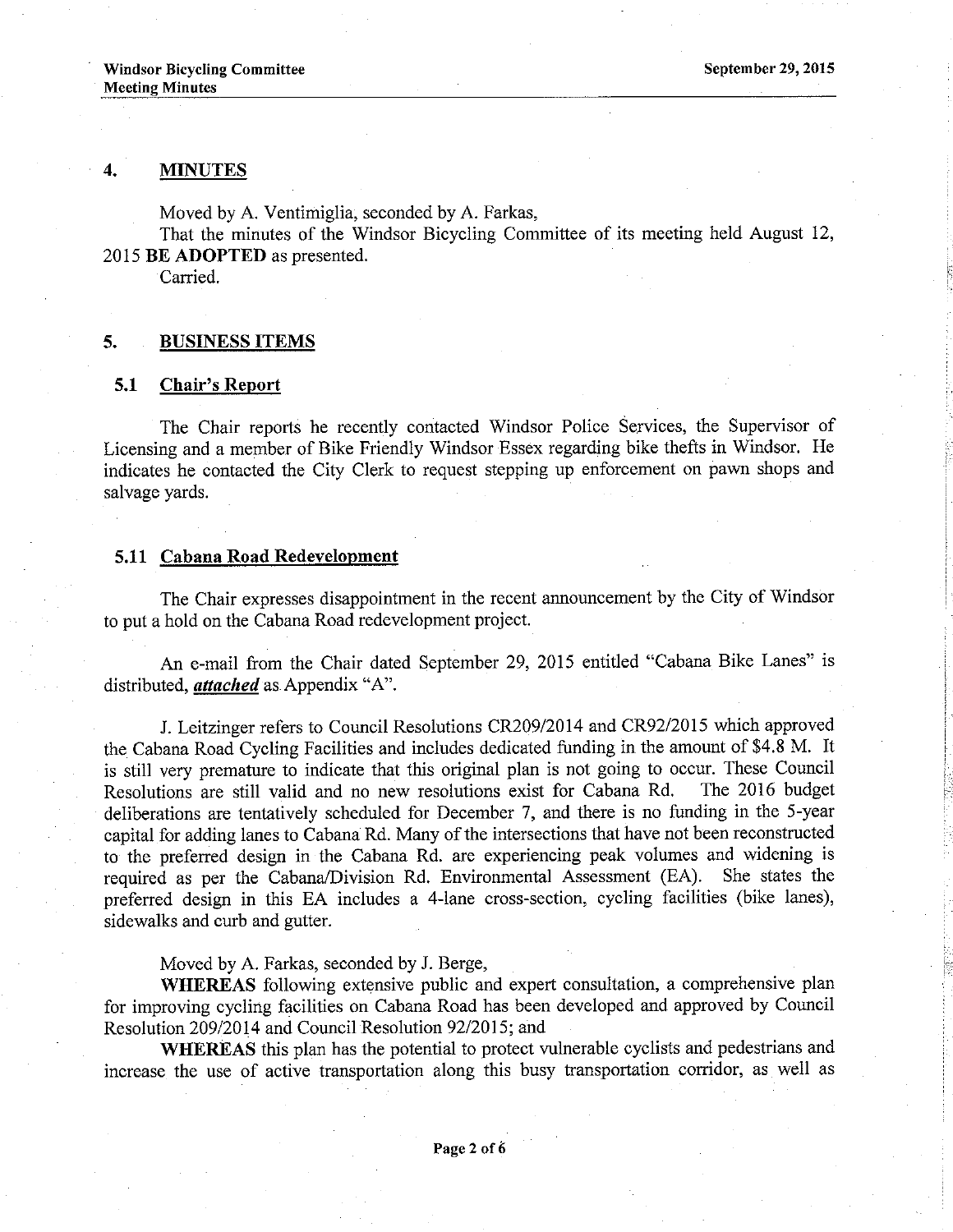## 4. MINUTES

Moved by A. Ventimiglia, seconded by A. Farkas,

That the minutes of the Windsor Bicycling Committee of its meeting held August 12, 2015 **BE ADOPTED** as presented.

Carried.

## 5. BUSINESS ITEMS

### 5.1 Chair's Report

The Chair reports he recently contacted Windsor Police Services, the Supervisor of Licensing and a member of Bike Friendly Windsor Essex regarding bike thefts in Windsor. He indicates he contacted the City Clerk to request stepping up enforcement on pawn shops and salvage yards.

### 5.11 Cabana Road Redevelopment

The Chair expresses disappointment in the recent announcement by the City of Windsor to put a hold on the Cabana Road redevelopment project.

An e-mail from the Chair dated September 29, 2015 entitled "Cabana Bike Lanes" is distributed, ***attached*** as Appendix "A".

J. Leitzinger refers to Council Resolutions CR209/2014 and CR92/2015 which approved the Cabana Road Cycling Facilities and includes dedicated funding in the amount of $4.8 M. It is still very premature to indicate that this original plan is not going to occur. These Council Resolutions are still valid and no new resolutions exist for Cabana Rd. The 2016 budget deliberations are tentatively scheduled for December 7, and there is no funding in the 5-year capital for adding lanes to Cabana Rd. Many of the intersections that have not been reconstructed to the preferred design in the Cabana Rd. are experiencing peak volumes and widening is required as per the Cabana/Division Rd. Environmental Assessment (EA). She states the preferred design in this EA includes a 4-lane cross-section, cycling facilities (bike lanes), sidewalks and curb and gutter.

Moved by A. Farkas, seconded by J. Berge,

**WHEREAS** following extensive public and expert consultation, a comprehensive plan for improving cycling facilities on Cabana Road has been developed and approved by Council Resolution 209/2014 and Council Resolution 92/2015; and

**WHEREAS** this plan has the potential to protect vulnerable cyclists and pedestrians and increase the use of active transportation along this busy transportation corridor, as well as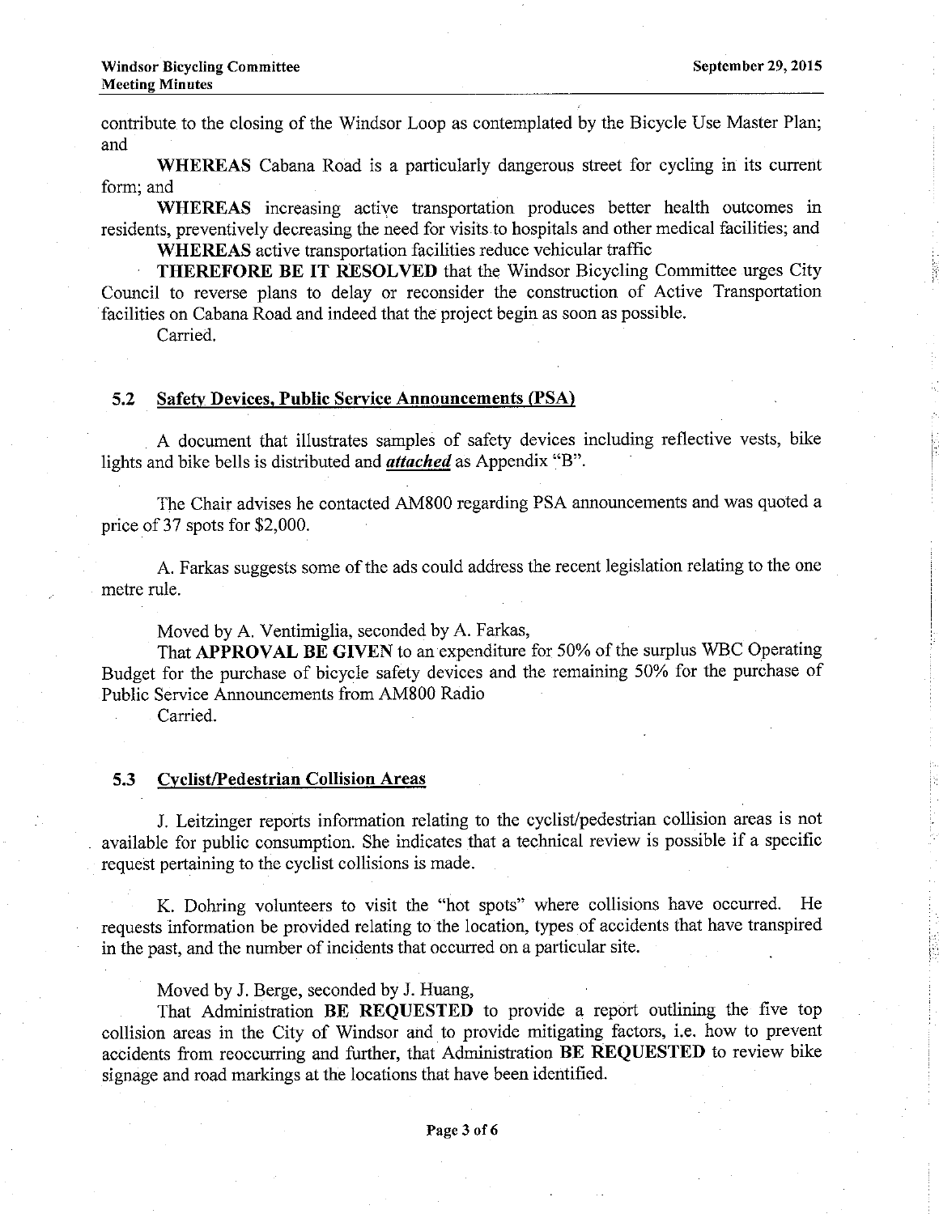contribute to the closing of the Windsor Loop as contemplated by the Bicycle Use Master Plan; and

**WHEREAS** Cabana Road is a particularly dangerous street for cycling in its current form; and

**WHEREAS** increasing active transportation produces better health outcomes in residents, preventively decreasing the need for visits to hospitals and other medical facilities; and

**WHEREAS** active transportation facilities reduce vehicular traffic

**THEREFORE BE IT RESOLVED** that the Windsor Bicycling Committee urges City Council to reverse plans to delay or reconsider the construction of Active Transportation facilities on Cabana Road and indeed that the project begin as soon as possible.

Carried.

### 5.2 Safety Devices, Public Service Announcements (PSA)

A document that illustrates samples of safety devices including reflective vests, bike lights and bike bells is distributed and ***attached*** as Appendix "B".

The Chair advises he contacted AM800 regarding PSA announcements and was quoted a price of 37 spots for $2,000.

A. Farkas suggests some of the ads could address the recent legislation relating to the one metre rule.

Moved by A. Ventimiglia, seconded by A. Farkas,

That **APPROVAL BE GIVEN** to an expenditure for 50% of the surplus WBC Operating Budget for the purchase of bicycle safety devices and the remaining 50% for the purchase of Public Service Announcements from AM800 Radio

Carried.

### 5.3 Cyclist/Pedestrian Collision Areas

J. Leitzinger reports information relating to the cyclist/pedestrian collision areas is not available for public consumption. She indicates that a technical review is possible if a specific request pertaining to the cyclist collisions is made.

K. Dohring volunteers to visit the "hot spots" where collisions have occurred. He requests information be provided relating to the location, types of accidents that have transpired in the past, and the number of incidents that occurred on a particular site.

Moved by J. Berge, seconded by J. Huang,

That Administration **BE REQUESTED** to provide a report outlining the five top collision areas in the City of Windsor and to provide mitigating factors, i.e. how to prevent accidents from reoccurring and further, that Administration **BE REQUESTED** to review bike signage and road markings at the locations that have been identified.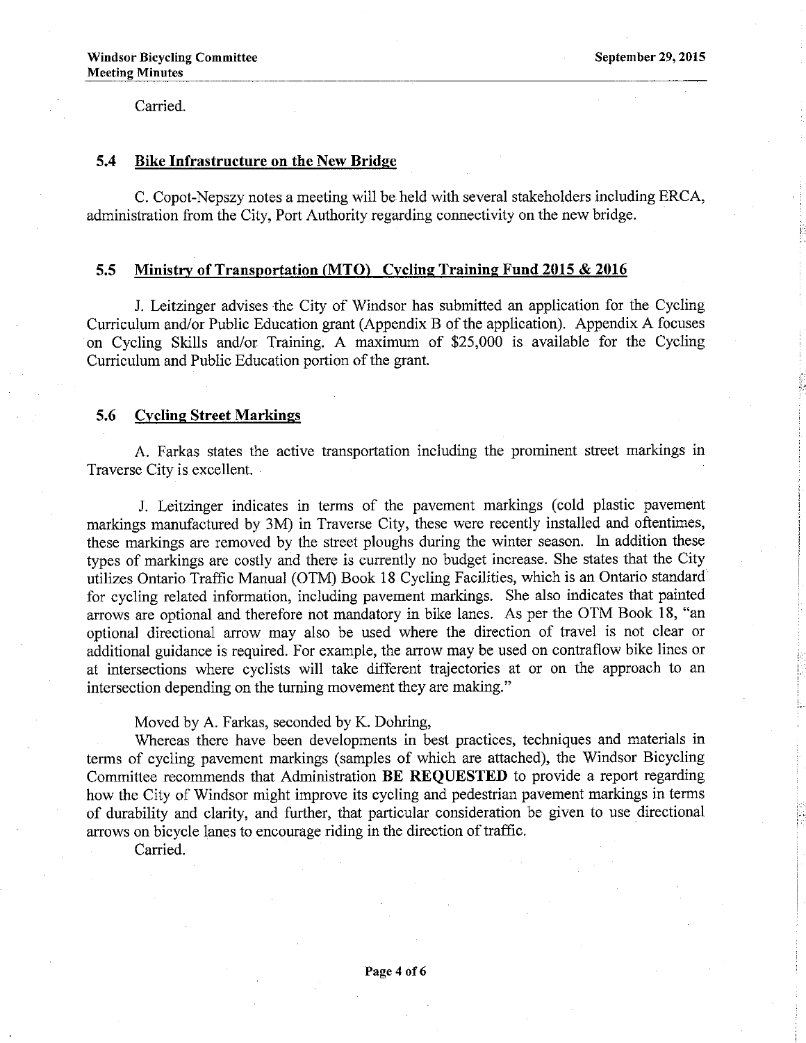Carried.

### 5.4 Bike Infrastructure on the New Bridge

C. Copot-Nepszy notes a meeting will be held with several stakeholders including ERCA, administration from the City, Port Authority regarding connectivity on the new bridge.

### 5.5 Ministry of Transportation (MTO) Cycling Training Fund 2015 & 2016

J. Leitzinger advises the City of Windsor has submitted an application for the Cycling Curriculum and/or Public Education grant (Appendix B of the application). Appendix A focuses on Cycling Skills and/or Training. A maximum of $25,000 is available for the Cycling Curriculum and Public Education portion of the grant.

### 5.6 Cycling Street Markings

A. Farkas states the active transportation including the prominent street markings in Traverse City is excellent.

J. Leitzinger indicates in terms of the pavement markings (cold plastic pavement markings manufactured by 3M) in Traverse City, these were recently installed and oftentimes, these markings are removed by the street ploughs during the winter season. In addition these types of markings are costly and there is currently no budget increase. She states that the City utilizes Ontario Traffic Manual (OTM) Book 18 Cycling Facilities, which is an Ontario standard for cycling related information, including pavement markings. She also indicates that painted arrows are optional and therefore not mandatory in bike lanes. As per the OTM Book 18, "an optional directional arrow may also be used where the direction of travel is not clear or additional guidance is required. For example, the arrow may be used on contraflow bike lines or at intersections where cyclists will take different trajectories at or on the approach to an intersection depending on the turning movement they are making."

Moved by A. Farkas, seconded by K. Dohring,

Whereas there have been developments in best practices, techniques and materials in terms of cycling pavement markings (samples of which are attached), the Windsor Bicycling Committee recommends that Administration **BE REQUESTED** to provide a report regarding how the City of Windsor might improve its cycling and pedestrian pavement markings in terms of durability and clarity, and further, that particular consideration be given to use directional arrows on bicycle lanes to encourage riding in the direction of traffic.

Carried.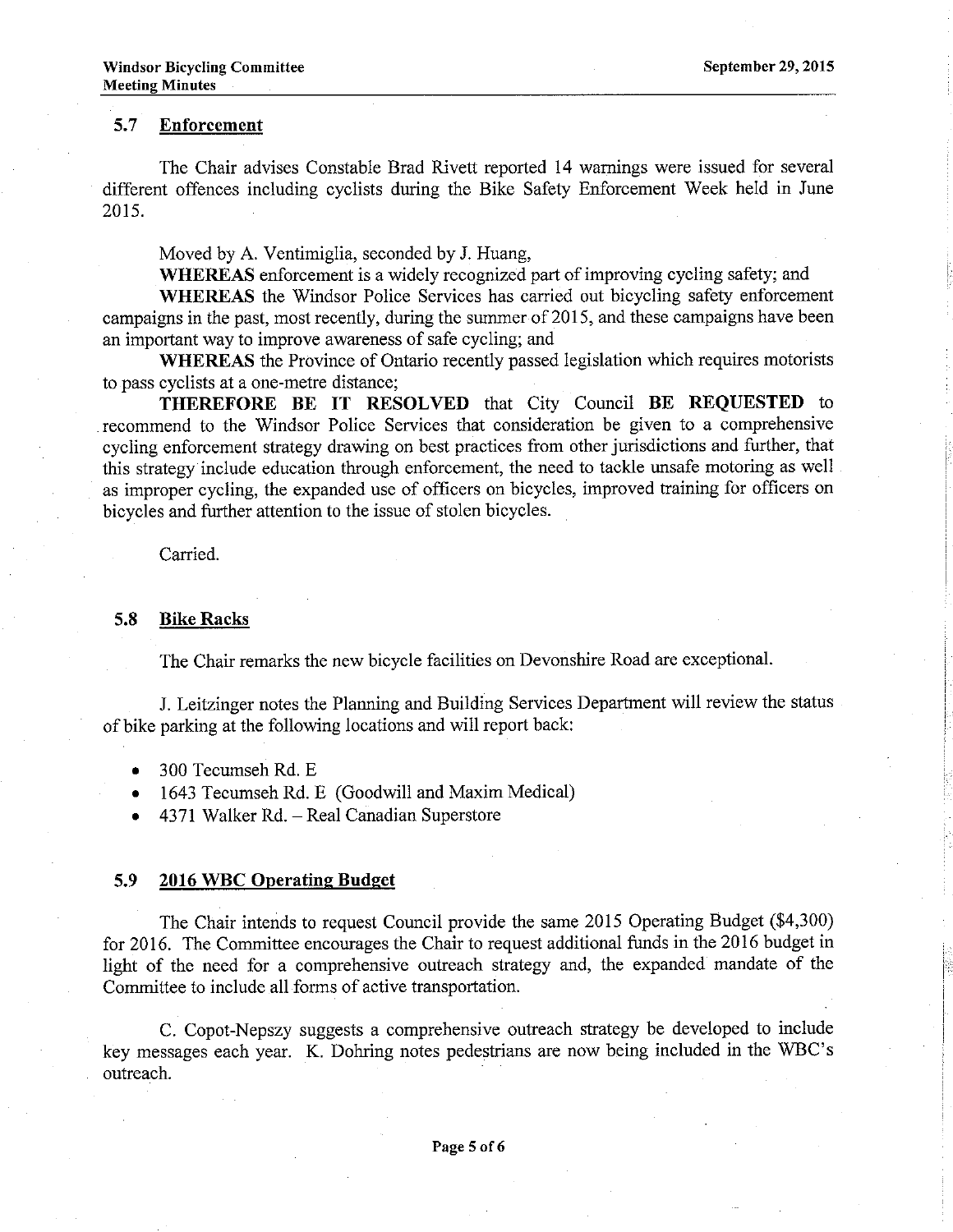### 5.7 Enforcement

The Chair advises Constable Brad Rivett reported 14 warnings were issued for several different offences including cyclists during the Bike Safety Enforcement Week held in June 2015.

Moved by A. Ventimiglia, seconded by J. Huang,

**WHEREAS** enforcement is a widely recognized part of improving cycling safety; and

**WHEREAS** the Windsor Police Services has carried out bicycling safety enforcement campaigns in the past, most recently, during the summer of 2015, and these campaigns have been an important way to improve awareness of safe cycling; and

**WHEREAS** the Province of Ontario recently passed legislation which requires motorists to pass cyclists at a one-metre distance;

**THEREFORE BE IT RESOLVED** that City Council **BE REQUESTED** to recommend to the Windsor Police Services that consideration be given to a comprehensive cycling enforcement strategy drawing on best practices from other jurisdictions and further, that this strategy include education through enforcement, the need to tackle unsafe motoring as well as improper cycling, the expanded use of officers on bicycles, improved training for officers on bicycles and further attention to the issue of stolen bicycles.

Carried.

### 5.8 Bike Racks

The Chair remarks the new bicycle facilities on Devonshire Road are exceptional.

J. Leitzinger notes the Planning and Building Services Department will review the status of bike parking at the following locations and will report back:

- 300 Tecumseh Rd. E
- 1643 Tecumseh Rd. E (Goodwill and Maxim Medical)
- 4371 Walker Rd. – Real Canadian Superstore

### 5.9 2016 WBC Operating Budget

The Chair intends to request Council provide the same 2015 Operating Budget ($4,300) for 2016. The Committee encourages the Chair to request additional funds in the 2016 budget in light of the need for a comprehensive outreach strategy and, the expanded mandate of the Committee to include all forms of active transportation.

C. Copot-Nepszy suggests a comprehensive outreach strategy be developed to include key messages each year. K. Dohring notes pedestrians are now being included in the WBC's outreach.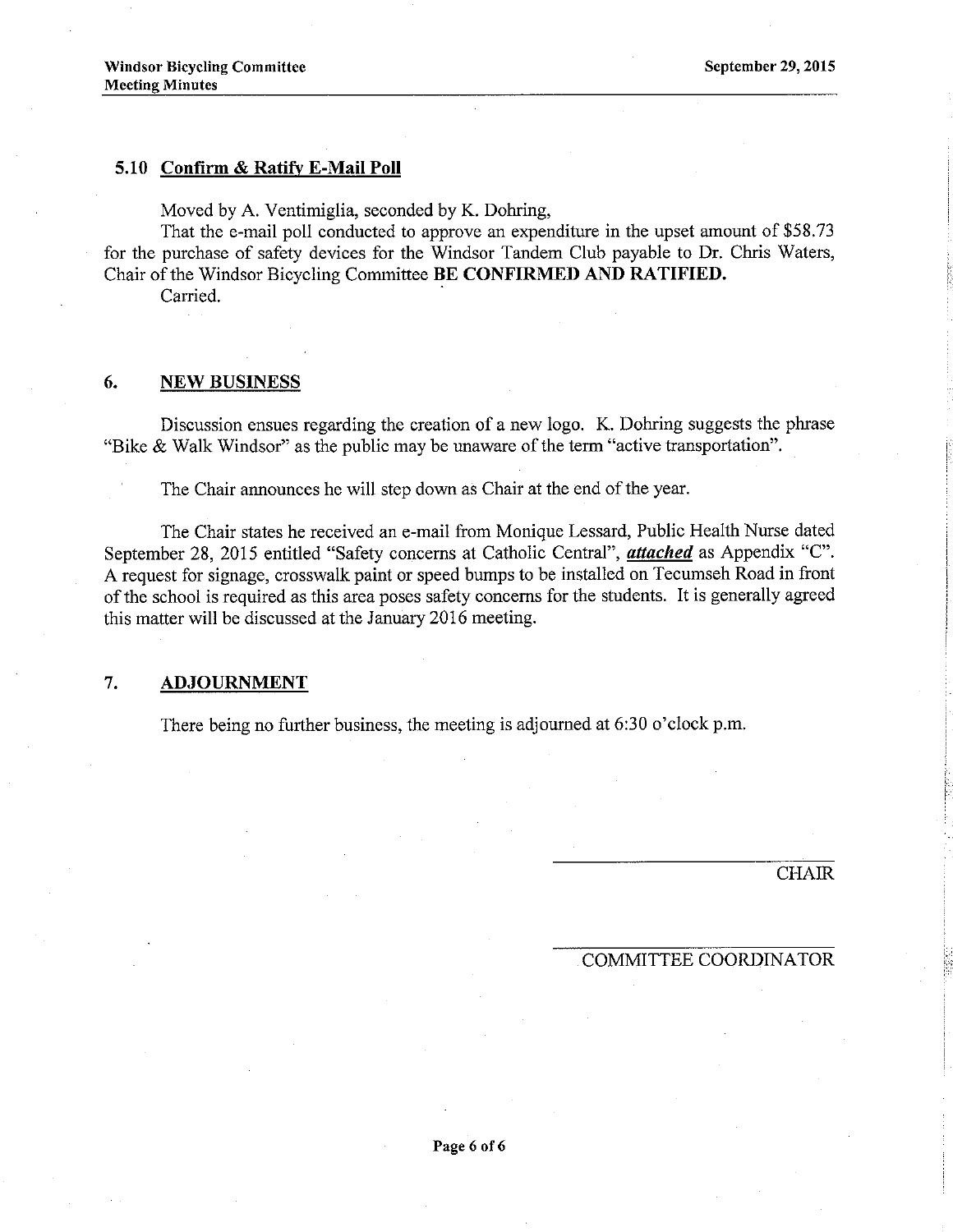### 5.10 Confirm & Ratify E-Mail Poll

Moved by A. Ventimiglia, seconded by K. Dohring,

That the e-mail poll conducted to approve an expenditure in the upset amount of $58.73 for the purchase of safety devices for the Windsor Tandem Club payable to Dr. Chris Waters, Chair of the Windsor Bicycling Committee **BE CONFIRMED AND RATIFIED.**

Carried.

## 6. NEW BUSINESS

Discussion ensues regarding the creation of a new logo. K. Dohring suggests the phrase "Bike & Walk Windsor" as the public may be unaware of the term "active transportation".

The Chair announces he will step down as Chair at the end of the year.

The Chair states he received an e-mail from Monique Lessard, Public Health Nurse dated September 28, 2015 entitled "Safety concerns at Catholic Central", ***attached*** as Appendix "C". A request for signage, crosswalk paint or speed bumps to be installed on Tecumseh Road in front of the school is required as this area poses safety concerns for the students. It is generally agreed this matter will be discussed at the January 2016 meeting.

## 7. ADJOURNMENT

There being no further business, the meeting is adjourned at 6:30 o'clock p.m.

CHAIR

COMMITTEE COORDINATOR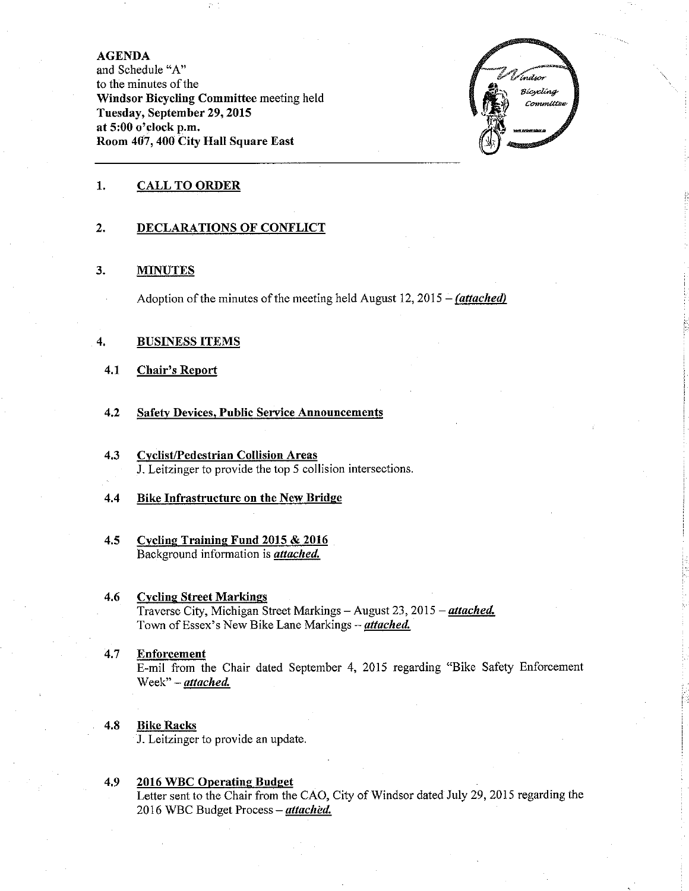**AGENDA**
and Schedule "A"
to the minutes of the
**Windsor Bicycling Committee** meeting held
**Tuesday, September 29, 2015**
**at 5:00 o'clock p.m.**
**Room 407, 400 City Hall Square East**

---

## 1. CALL TO ORDER

## 2. DECLARATIONS OF CONFLICT

## 3. MINUTES

Adoption of the minutes of the meeting held August 12, 2015 – ***(attached)***

## 4. BUSINESS ITEMS

### 4.1 Chair's Report

### 4.2 Safety Devices, Public Service Announcements

### 4.3 Cyclist/Pedestrian Collision Areas

J. Leitzinger to provide the top 5 collision intersections.

### 4.4 Bike Infrastructure on the New Bridge

### 4.5 Cycling Training Fund 2015 & 2016

Background information is ***attached.***

### 4.6 Cycling Street Markings

Traverse City, Michigan Street Markings – August 23, 2015 – ***attached.***
Town of Essex's New Bike Lane Markings -- ***attached.***

### 4.7 Enforcement

E-mil from the Chair dated September 4, 2015 regarding "Bike Safety Enforcement Week" – ***attached.***

### 4.8 Bike Racks

J. Leitzinger to provide an update.

### 4.9 2016 WBC Operating Budget

Letter sent to the Chair from the CAO, City of Windsor dated July 29, 2015 regarding the 2016 WBC Budget Process – ***attached.***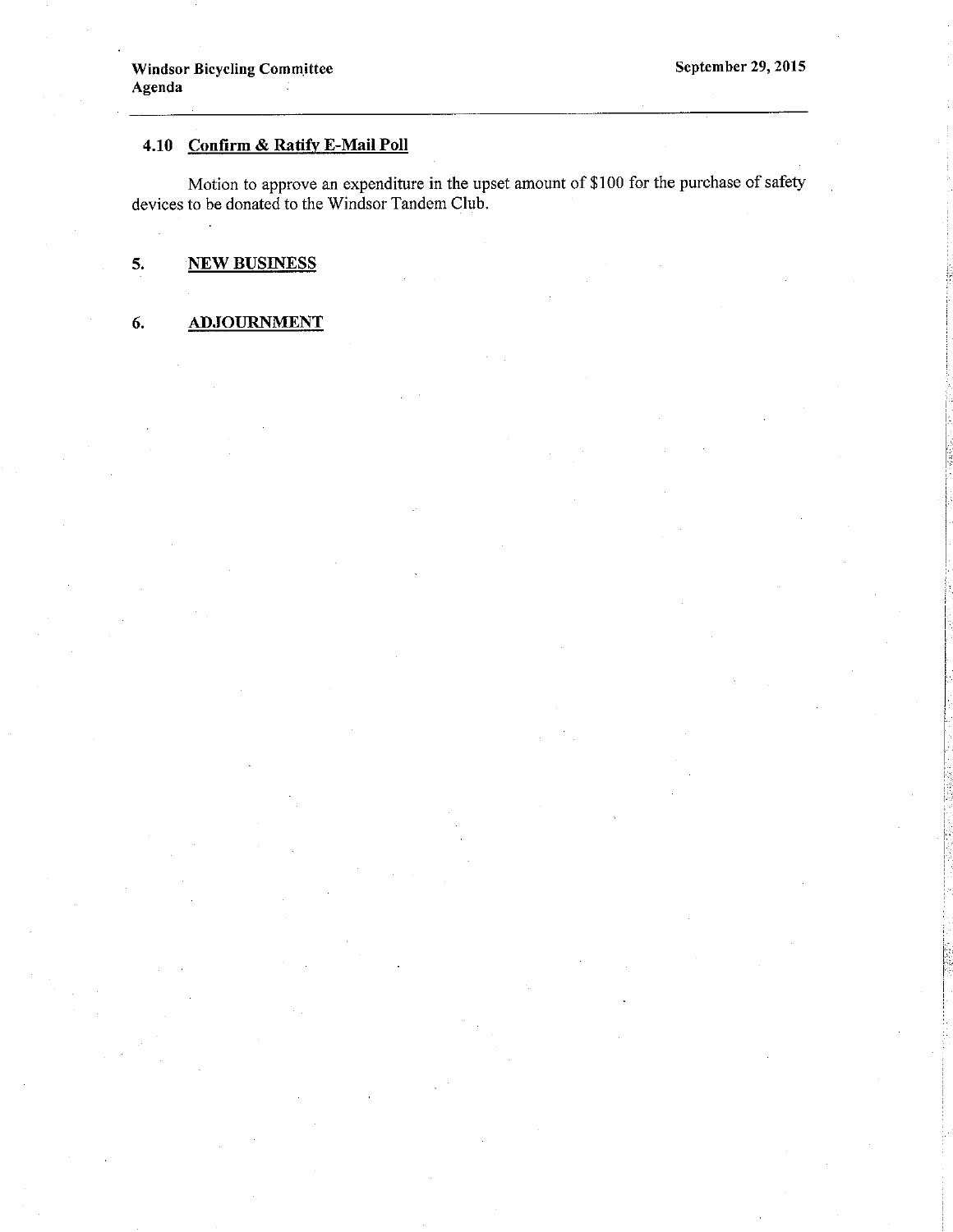### 4.10 Confirm & Ratify E-Mail Poll

Motion to approve an expenditure in the upset amount of $100 for the purchase of safety devices to be donated to the Windsor Tandem Club.

## 5. NEW BUSINESS

## 6. ADJOURNMENT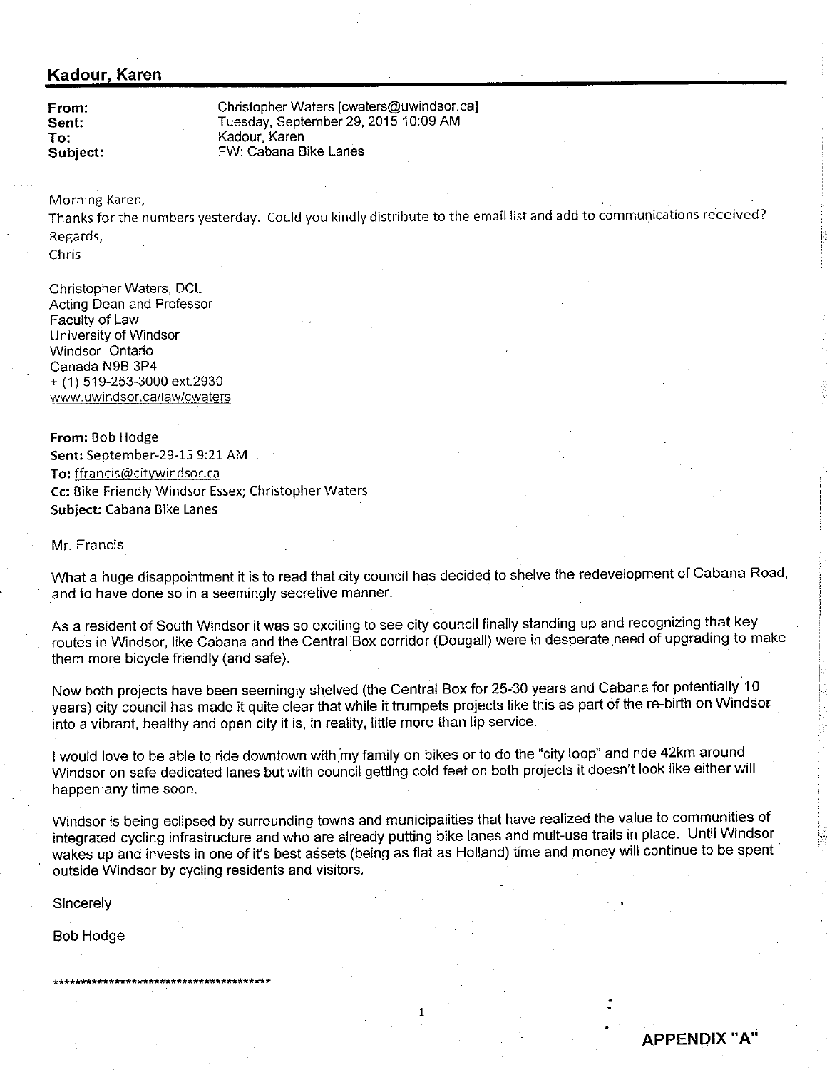## Kadour, Karen

**From:** Christopher Waters [cwaters@uwindsor.ca]
**Sent:** Tuesday, September 29, 2015 10:09 AM
**To:** Kadour, Karen
**Subject:** FW: Cabana Bike Lanes

Morning Karen,
Thanks for the numbers yesterday. Could you kindly distribute to the email list and add to communications received?
Regards,
Chris

Christopher Waters, DCL
Acting Dean and Professor
Faculty of Law
University of Windsor
Windsor, Ontario
Canada N9B 3P4
+ (1) 519-253-3000 ext.2930
www.uwindsor.ca/law/cwaters

**From:** Bob Hodge
**Sent:** September-29-15 9:21 AM
**To:** ffrancis@citywindsor.ca
**Cc:** Bike Friendly Windsor Essex; Christopher Waters
**Subject:** Cabana Bike Lanes

Mr. Francis

What a huge disappointment it is to read that city council has decided to shelve the redevelopment of Cabana Road, and to have done so in a seemingly secretive manner.

As a resident of South Windsor it was so exciting to see city council finally standing up and recognizing that key routes in Windsor, like Cabana and the Central Box corridor (Dougall) were in desperate need of upgrading to make them more bicycle friendly (and safe).

Now both projects have been seemingly shelved (the Central Box for 25-30 years and Cabana for potentially 10 years) city council has made it quite clear that while it trumpets projects like this as part of the re-birth on Windsor into a vibrant, healthy and open city it is, in reality, little more than lip service.

I would love to be able to ride downtown with my family on bikes or to do the "city loop" and ride 42km around Windsor on safe dedicated lanes but with council getting cold feet on both projects it doesn't look like either will happen any time soon.

Windsor is being eclipsed by surrounding towns and municipalities that have realized the value to communities of integrated cycling infrastructure and who are already putting bike lanes and mult-use trails in place. Until Windsor wakes up and invests in one of it's best assets (being as flat as Holland) time and money will continue to be spent outside Windsor by cycling residents and visitors.

Sincerely

Bob Hodge

******************************************

**APPENDIX "A"**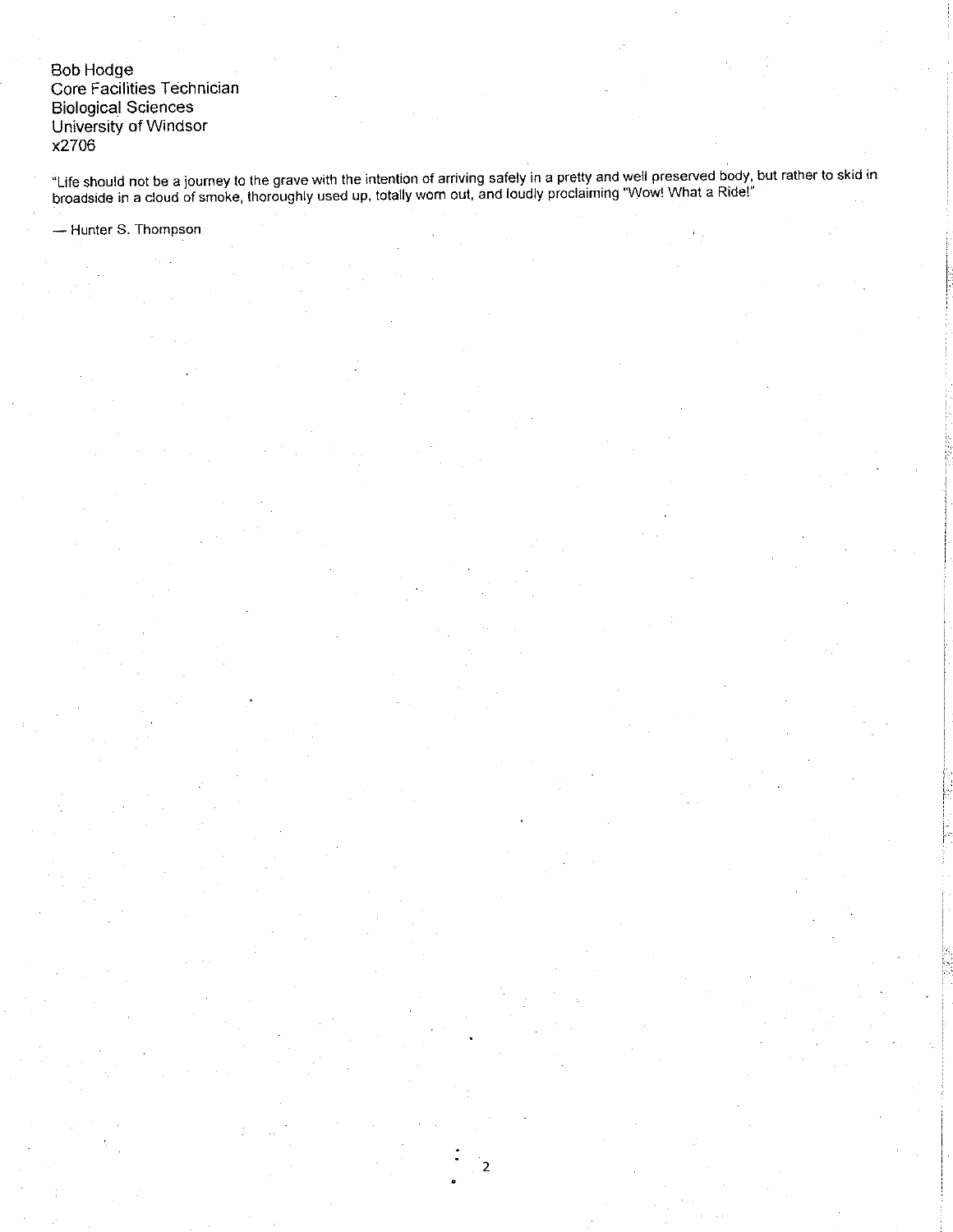Bob Hodge
Core Facilities Technician
Biological Sciences
University of Windsor
x2706

"Life should not be a journey to the grave with the intention of arriving safely in a pretty and well preserved body, but rather to skid in broadside in a cloud of smoke, thoroughly used up, totally worn out, and loudly proclaiming "Wow! What a Ride!"

— Hunter S. Thompson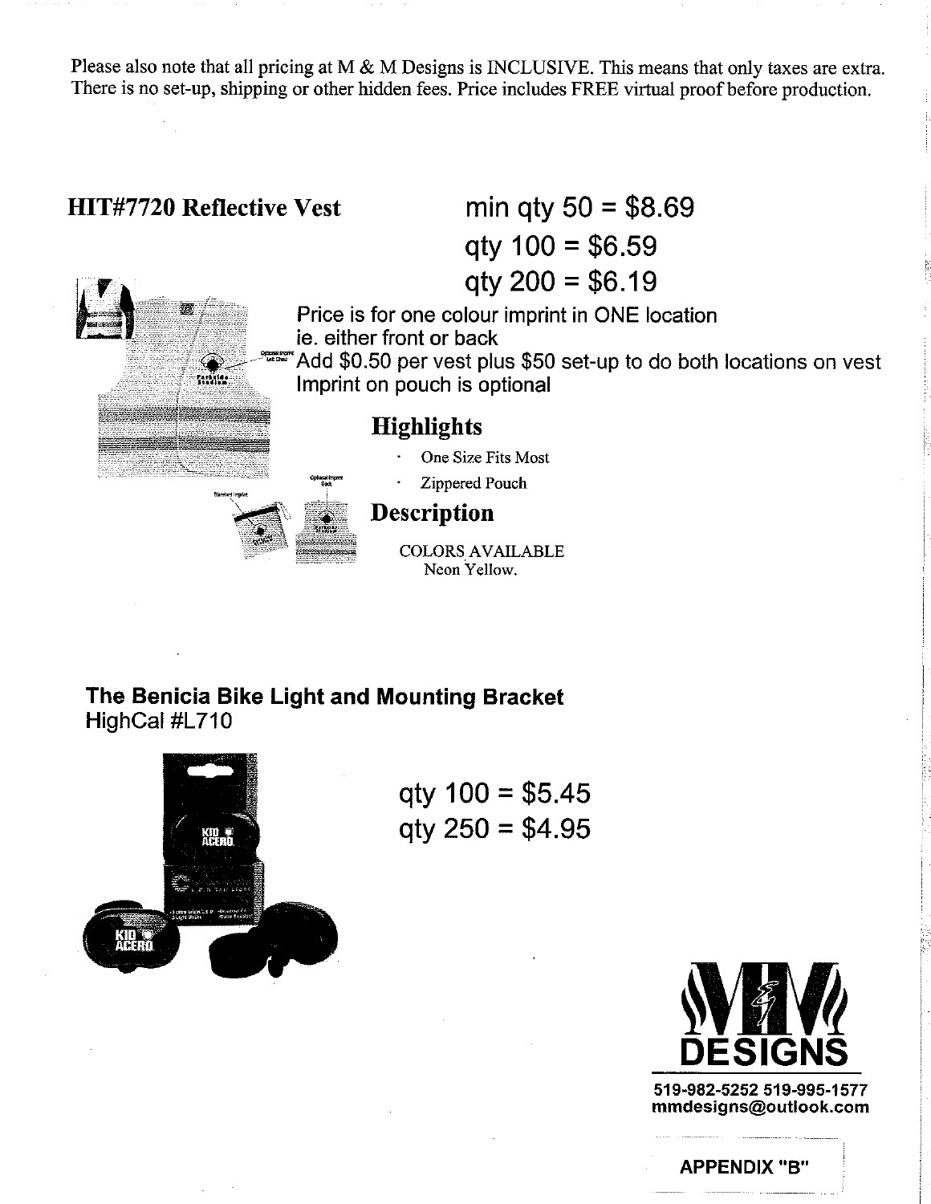Please also note that all pricing at M & M Designs is INCLUSIVE. This means that only taxes are extra. There is no set-up, shipping or other hidden fees. Price includes FREE virtual proof before production.

## HIT#7720 Reflective Vest

min qty 50 = $8.69

qty 100 = $6.59

qty 200 = $6.19

Price is for one colour imprint in ONE location
ie. either front or back
Add $0.50 per vest plus $50 set-up to do both locations on vest
Imprint on pouch is optional

### Highlights

- One Size Fits Most
- Zippered Pouch

### Description

COLORS AVAILABLE
Neon Yellow.

## The Benicia Bike Light and Mounting Bracket

HighCal #L710

qty 100 = $5.45

qty 250 = $4.95

MM DESIGNS

519-982-5252 519-995-1577
mmdesigns@outlook.com

APPENDIX "B"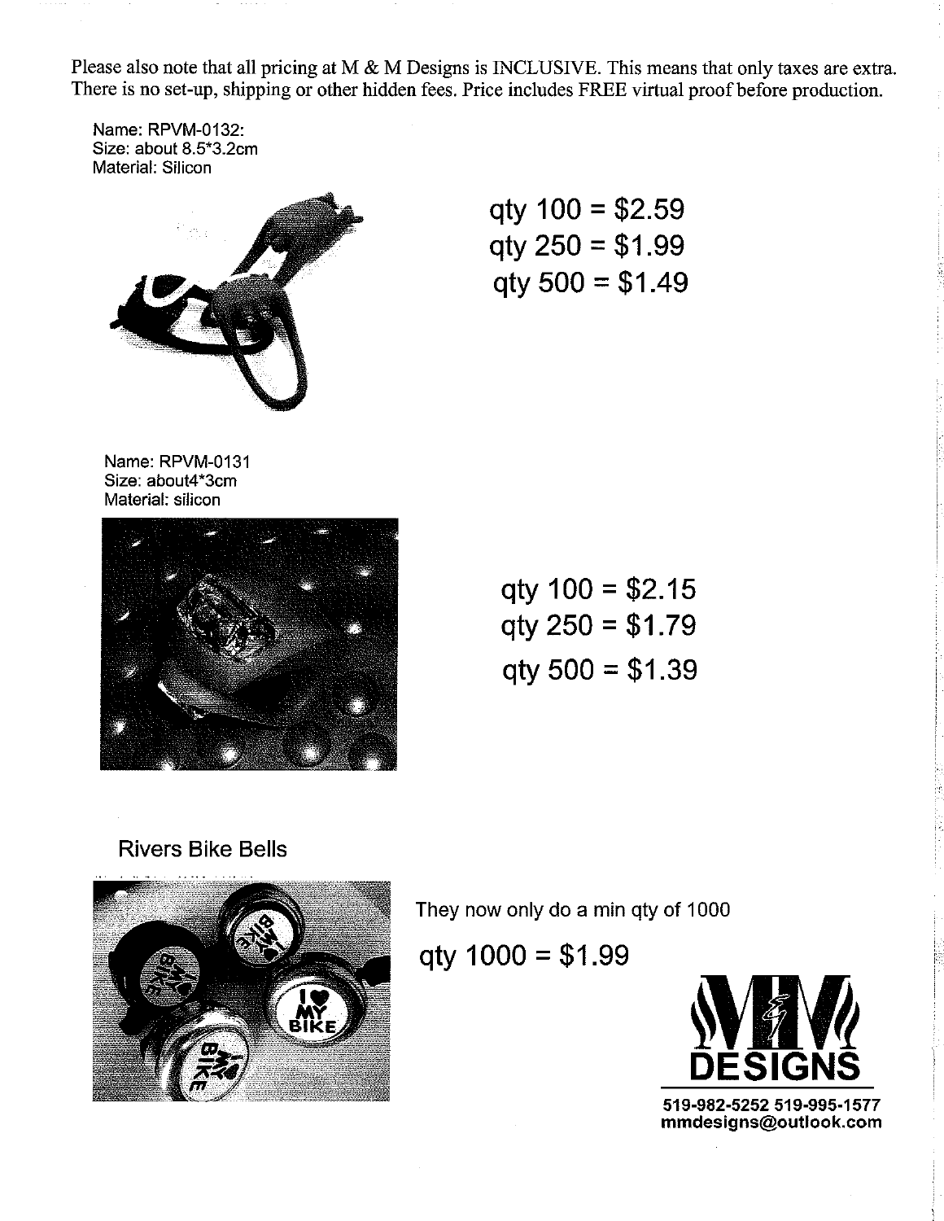Please also note that all pricing at M & M Designs is INCLUSIVE. This means that only taxes are extra. There is no set-up, shipping or other hidden fees. Price includes FREE virtual proof before production.

Name: RPVM-0132:
Size: about 8.5*3.2cm
Material: Silicon

qty 100 = $2.59
qty 250 = $1.99
qty 500 = $1.49

Name: RPVM-0131
Size: about4*3cm
Material: silicon

qty 100 = $2.15
qty 250 = $1.79
qty 500 = $1.39

Rivers Bike Bells

They now only do a min qty of 1000

qty 1000 = $1.99

MM DESIGNS

519-982-5252 519-995-1577
mmdesigns@outlook.com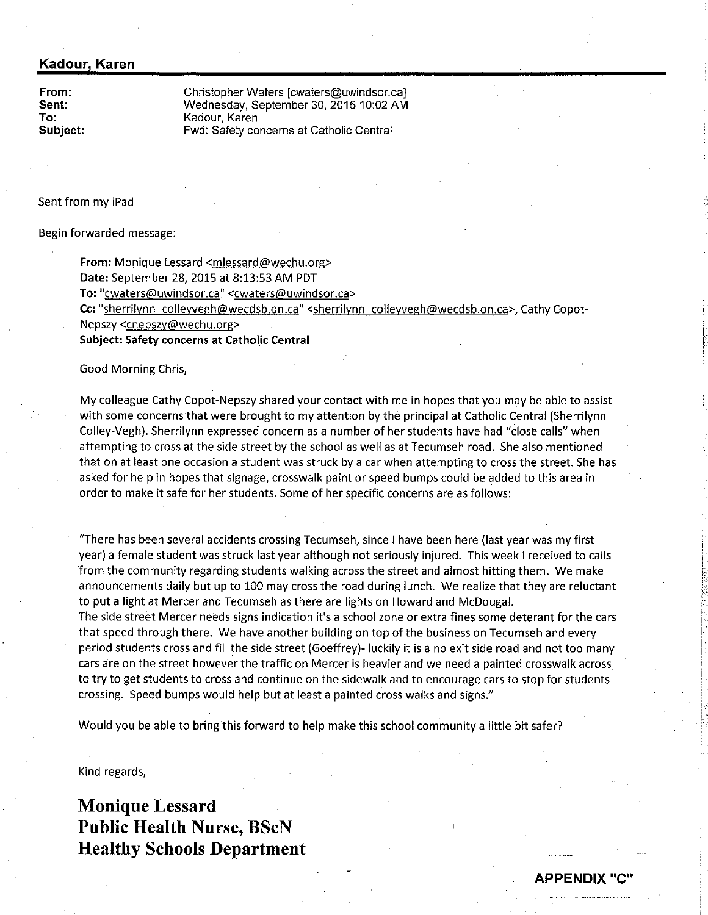## Kadour, Karen

**From:** Christopher Waters [cwaters@uwindsor.ca]
**Sent:** Wednesday, September 30, 2015 10:02 AM
**To:** Kadour, Karen
**Subject:** Fwd: Safety concerns at Catholic Central

Sent from my iPad

Begin forwarded message:

> **From:** Monique Lessard <mlessard@wechu.org>
> **Date:** September 28, 2015 at 8:13:53 AM PDT
> **To:** "cwaters@uwindsor.ca" <cwaters@uwindsor.ca>
> **Cc:** "sherrilynn_colleyvegh@wecdsb.on.ca" <sherrilynn_colleyvegh@wecdsb.on.ca>, Cathy Copot-Nepszy <cnepszy@wechu.org>
> **Subject: Safety concerns at Catholic Central**
>
> Good Morning Chris,
>
> My colleague Cathy Copot-Nepszy shared your contact with me in hopes that you may be able to assist with some concerns that were brought to my attention by the principal at Catholic Central (Sherrilynn Colley-Vegh). Sherrilynn expressed concern as a number of her students have had "close calls" when attempting to cross at the side street by the school as well as at Tecumseh road. She also mentioned that on at least one occasion a student was struck by a car when attempting to cross the street. She has asked for help in hopes that signage, crosswalk paint or speed bumps could be added to this area in order to make it safe for her students. Some of her specific concerns are as follows:
>
> "There has been several accidents crossing Tecumseh, since I have been here (last year was my first year) a female student was struck last year although not seriously injured. This week I received to calls from the community regarding students walking across the street and almost hitting them. We make announcements daily but up to 100 may cross the road during lunch. We realize that they are reluctant to put a light at Mercer and Tecumseh as there are lights on Howard and McDougal.
> The side street Mercer needs signs indication it's a school zone or extra fines some deterant for the cars that speed through there. We have another building on top of the business on Tecumseh and every period students cross and fill the side street (Goeffrey)- luckily it is a no exit side road and not too many cars are on the street however the traffic on Mercer is heavier and we need a painted crosswalk across to try to get students to cross and continue on the sidewalk and to encourage cars to stop for students crossing. Speed bumps would help but at least a painted cross walks and signs."
>
> Would you be able to bring this forward to help make this school community a little bit safer?
>
> Kind regards,
>
> **Monique Lessard**
> **Public Health Nurse, BScN**
> **Healthy Schools Department**

**APPENDIX "C"**